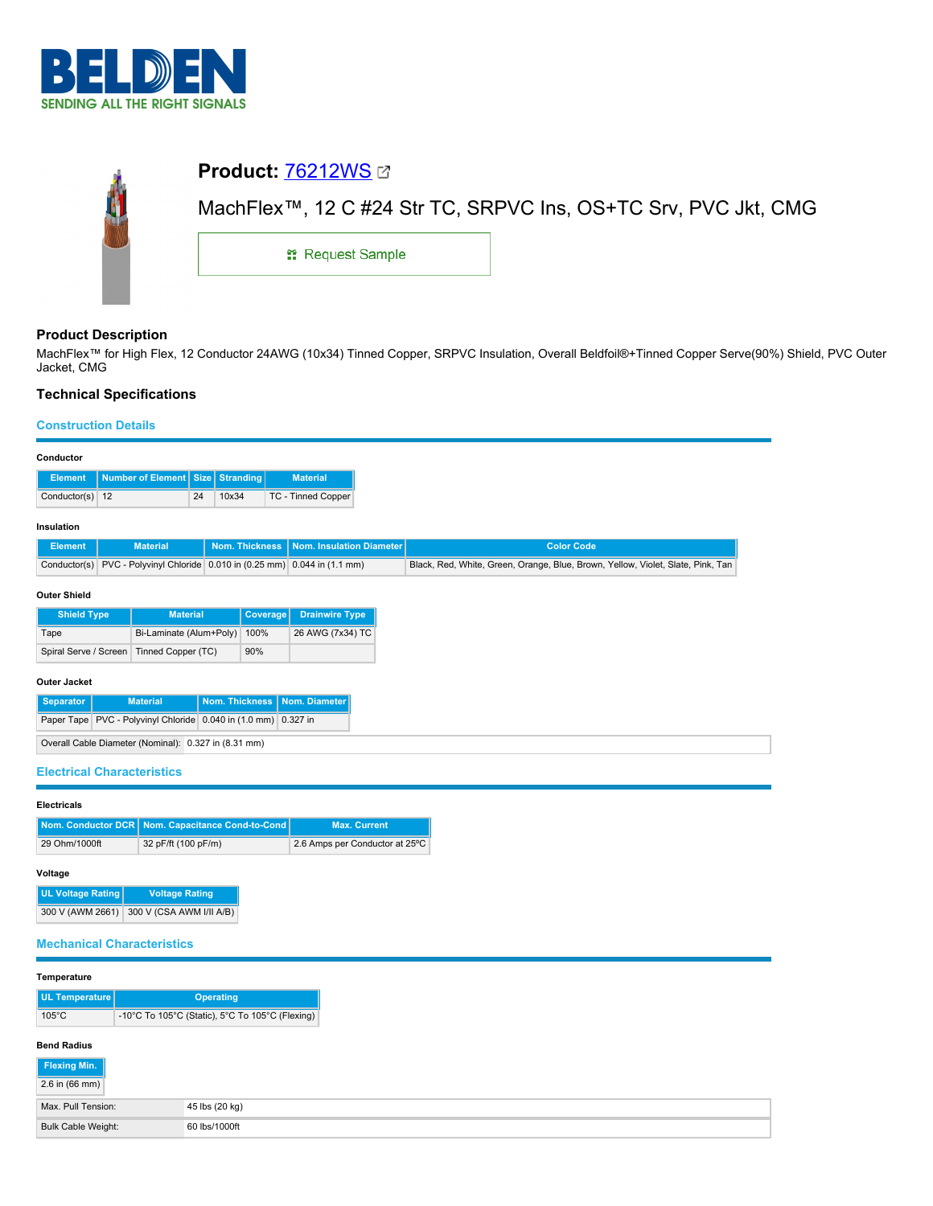BELDEN

SENDING ALL THE RIGHT SIGNALS

# Product: 76212WS

## MachFlex™, 12 C #24 Str TC, SRPVC Ins, OS+TC Srv, PVC Jkt, CMG

Request Sample

### Product Description

MachFlex™ for High Flex, 12 Conductor 24AWG (10x34) Tinned Copper, SRPVC Insulation, Overall Beldfoil®+Tinned Copper Serve(90%) Shield, PVC Outer Jacket, CMG

### Technical Specifications

#### Construction Details

**Conductor**

| Element | Number of Element | Size | Stranding | Material |
|---|---|---|---|---|
| Conductor(s) | 12 | 24 | 10x34 | TC - Tinned Copper |

**Insulation**

| Element | Material | Nom. Thickness | Nom. Insulation Diameter | Color Code |
|---|---|---|---|---|
| Conductor(s) | PVC - Polyvinyl Chloride | 0.010 in (0.25 mm) | 0.044 in (1.1 mm) | Black, Red, White, Green, Orange, Blue, Brown, Yellow, Violet, Slate, Pink, Tan |

**Outer Shield**

| Shield Type | Material | Coverage | Drainwire Type |
|---|---|---|---|
| Tape | Bi-Laminate (Alum+Poly) | 100% | 26 AWG (7x34) TC |
| Spiral Serve / Screen | Tinned Copper (TC) | 90% | |

**Outer Jacket**

| Separator | Material | Nom. Thickness | Nom. Diameter |
|---|---|---|---|
| Paper Tape | PVC - Polyvinyl Chloride | 0.040 in (1.0 mm) | 0.327 in |

| | |
|---|---|
| Overall Cable Diameter (Nominal): | 0.327 in (8.31 mm) |

#### Electrical Characteristics

**Electricals**

| Nom. Conductor DCR | Nom. Capacitance Cond-to-Cond | Max. Current |
|---|---|---|
| 29 Ohm/1000ft | 32 pF/ft (100 pF/m) | 2.6 Amps per Conductor at 25ºC |

**Voltage**

| UL Voltage Rating | Voltage Rating |
|---|---|
| 300 V (AWM 2661) | 300 V (CSA AWM I/II A/B) |

#### Mechanical Characteristics

**Temperature**

| UL Temperature | Operating |
|---|---|
| 105°C | -10°C To 105°C (Static), 5°C To 105°C (Flexing) |

**Bend Radius**

| Flexing Min. |
|---|
| 2.6 in (66 mm) |

| | |
|---|---|
| Max. Pull Tension: | 45 lbs (20 kg) |
| Bulk Cable Weight: | 60 lbs/1000ft |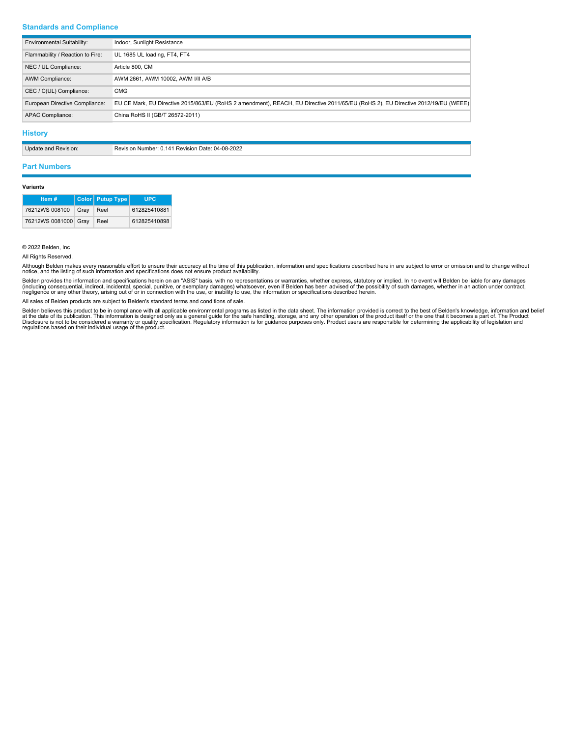## Standards and Compliance

| | |
|---|---|
| Environmental Suitability: | Indoor, Sunlight Resistance |
| Flammability / Reaction to Fire: | UL 1685 UL loading, FT4, FT4 |
| NEC / UL Compliance: | Article 800, CM |
| AWM Compliance: | AWM 2661, AWM 10002, AWM I/II A/B |
| CEC / C(UL) Compliance: | CMG |
| European Directive Compliance: | EU CE Mark, EU Directive 2015/863/EU (RoHS 2 amendment), REACH, EU Directive 2011/65/EU (RoHS 2), EU Directive 2012/19/EU (WEEE) |
| APAC Compliance: | China RoHS II (GB/T 26572-2011) |

## History

| | |
|---|---|
| Update and Revision: | Revision Number: 0.141 Revision Date: 04-08-2022 |

## Part Numbers

**Variants**

| Item # | Color | Putup Type | UPC |
|---|---|---|---|
| 76212WS 008100 | Gray | Reel | 612825410881 |
| 76212WS 0081000 | Gray | Reel | 612825410898 |

© 2022 Belden, Inc

All Rights Reserved.

Although Belden makes every reasonable effort to ensure their accuracy at the time of this publication, information and specifications described here in are subject to error or omission and to change without notice, and the listing of such information and specifications does not ensure product availability.

Belden provides the information and specifications herein on an "ASIS" basis, with no representations or warranties, whether express, statutory or implied. In no event will Belden be liable for any damages (including consequential, indirect, incidental, special, punitive, or exemplary damages) whatsoever, even if Belden has been advised of the possibility of such damages, whether in an action under contract, negligence or any other theory, arising out of or in connection with the use, or inability to use, the information or specifications described herein.

All sales of Belden products are subject to Belden's standard terms and conditions of sale.

Belden believes this product to be in compliance with all applicable environmental programs as listed in the data sheet. The information provided is correct to the best of Belden's knowledge, information and belief at the date of its publication. This information is designed only as a general guide for the safe handling, storage, and any other operation of the product itself or the one that it becomes a part of. The Product Disclosure is not to be considered a warranty or quality specification. Regulatory information is for guidance purposes only. Product users are responsible for determining the applicability of legislation and regulations based on their individual usage of the product.